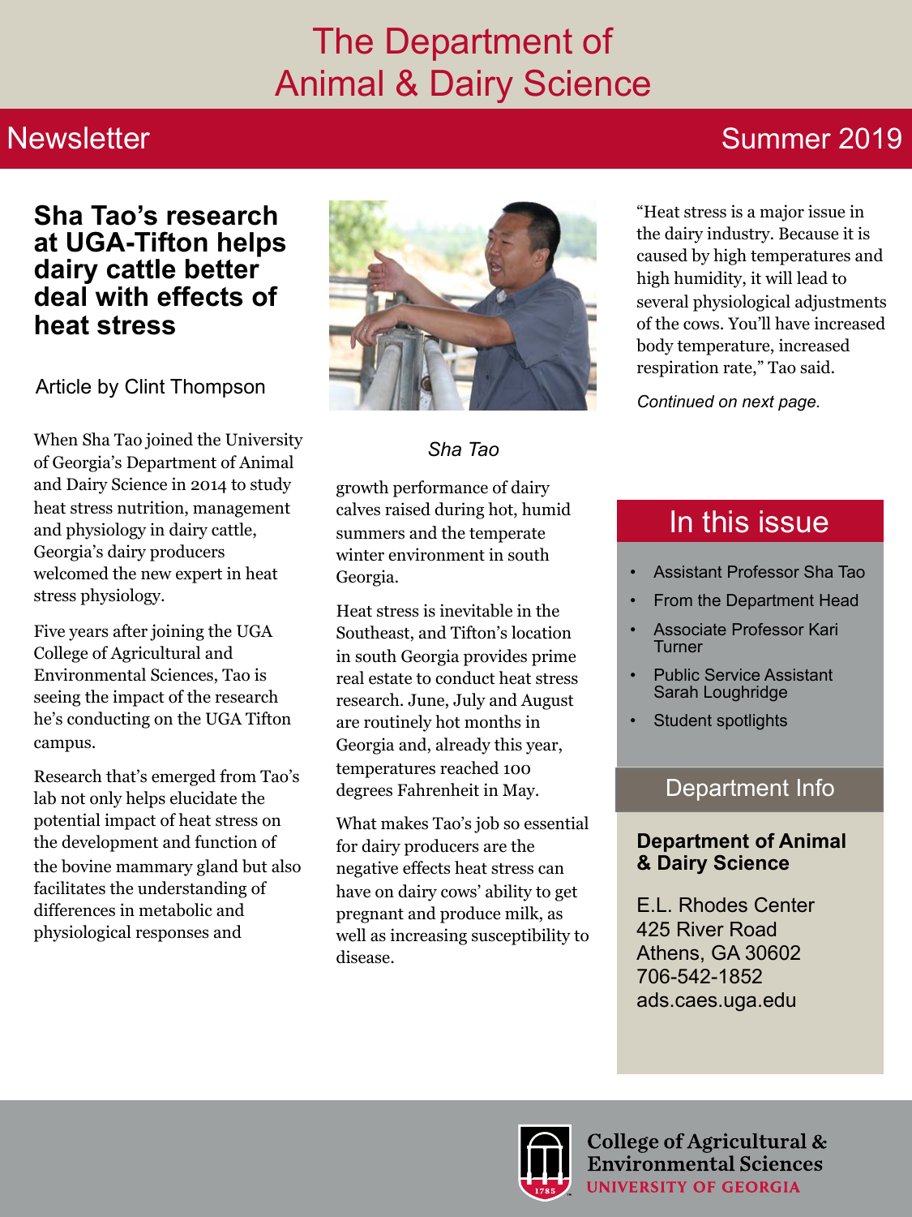# The Department of Animal & Dairy Science

## Newsletter — Summer 2019

## Sha Tao's research at UGA-Tifton helps dairy cattle better deal with effects of heat stress

Article by Clint Thompson

When Sha Tao joined the University of Georgia's Department of Animal and Dairy Science in 2014 to study heat stress nutrition, management and physiology in dairy cattle, Georgia's dairy producers welcomed the new expert in heat stress physiology.

Five years after joining the UGA College of Agricultural and Environmental Sciences, Tao is seeing the impact of the research he's conducting on the UGA Tifton campus.

Research that's emerged from Tao's lab not only helps elucidate the potential impact of heat stress on the development and function of the bovine mammary gland but also facilitates the understanding of differences in metabolic and physiological responses and growth performance of dairy calves raised during hot, humid summers and the temperate winter environment in south Georgia.

*Sha Tao*

Heat stress is inevitable in the Southeast, and Tifton's location in south Georgia provides prime real estate to conduct heat stress research. June, July and August are routinely hot months in Georgia and, already this year, temperatures reached 100 degrees Fahrenheit in May.

What makes Tao's job so essential for dairy producers are the negative effects heat stress can have on dairy cows' ability to get pregnant and produce milk, as well as increasing susceptibility to disease.

"Heat stress is a major issue in the dairy industry. Because it is caused by high temperatures and high humidity, it will lead to several physiological adjustments of the cows. You'll have increased body temperature, increased respiration rate," Tao said.

*Continued on next page.*

### In this issue

- Assistant Professor Sha Tao
- From the Department Head
- Associate Professor Kari Turner
- Public Service Assistant Sarah Loughridge
- Student spotlights

### Department Info

**Department of Animal & Dairy Science**

E.L. Rhodes Center
425 River Road
Athens, GA 30602
706-542-1852
ads.caes.uga.edu

College of Agricultural & Environmental Sciences
UNIVERSITY OF GEORGIA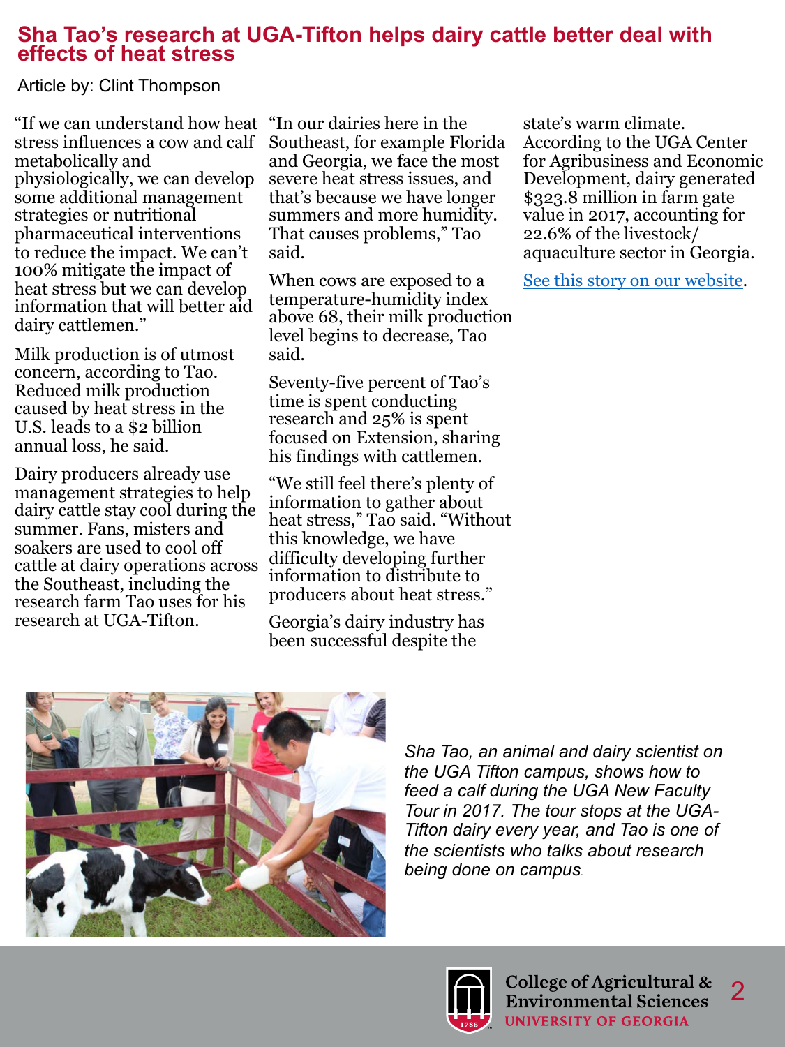# Sha Tao's research at UGA-Tifton helps dairy cattle better deal with effects of heat stress

Article by: Clint Thompson

"If we can understand how heat stress influences a cow and calf metabolically and physiologically, we can develop some additional management strategies or nutritional pharmaceutical interventions to reduce the impact. We can't 100% mitigate the impact of heat stress but we can develop information that will better aid dairy cattlemen."

Milk production is of utmost concern, according to Tao. Reduced milk production caused by heat stress in the U.S. leads to a $2 billion annual loss, he said.

Dairy producers already use management strategies to help dairy cattle stay cool during the summer. Fans, misters and soakers are used to cool off cattle at dairy operations across the Southeast, including the research farm Tao uses for his research at UGA-Tifton.

"In our dairies here in the Southeast, for example Florida and Georgia, we face the most severe heat stress issues, and that's because we have longer summers and more humidity. That causes problems," Tao said.

When cows are exposed to a temperature-humidity index above 68, their milk production level begins to decrease, Tao said.

Seventy-five percent of Tao's time is spent conducting research and 25% is spent focused on Extension, sharing his findings with cattlemen.

"We still feel there's plenty of information to gather about heat stress," Tao said. "Without this knowledge, we have difficulty developing further information to distribute to producers about heat stress."

Georgia's dairy industry has been successful despite the state's warm climate. According to the UGA Center for Agribusiness and Economic Development, dairy generated $323.8 million in farm gate value in 2017, accounting for 22.6% of the livestock/aquaculture sector in Georgia.

[See this story on our website](#).

*Sha Tao, an animal and dairy scientist on the UGA Tifton campus, shows how to feed a calf during the UGA New Faculty Tour in 2017. The tour stops at the UGA-Tifton dairy every year, and Tao is one of the scientists who talks about research being done on campus.*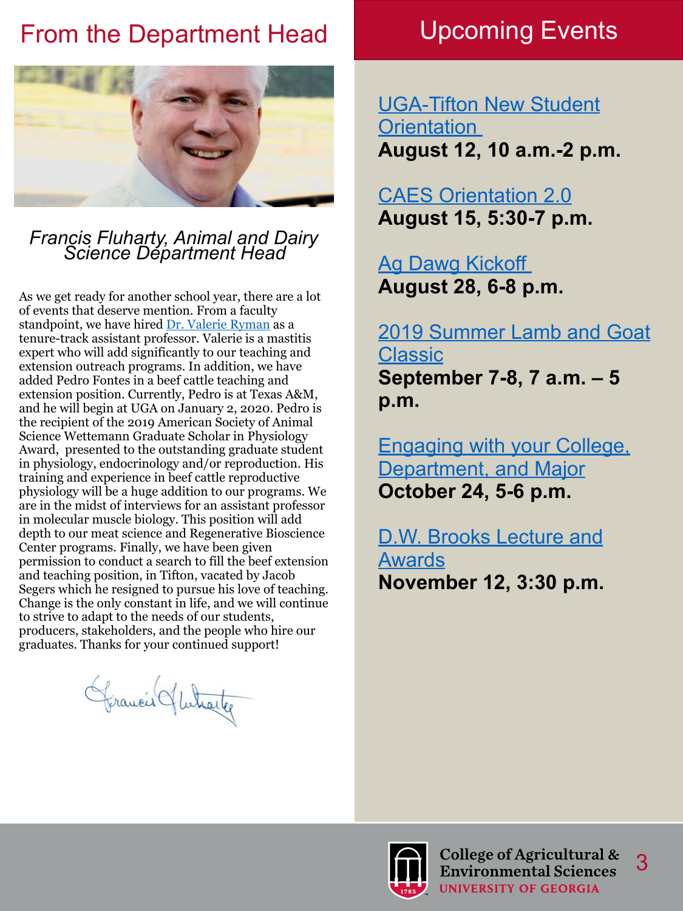## From the Department Head

*Francis Fluharty, Animal and Dairy Science Department Head*

As we get ready for another school year, there are a lot of events that deserve mention. From a faculty standpoint, we have hired [Dr. Valerie Ryman] as a tenure-track assistant professor. Valerie is a mastitis expert who will add significantly to our teaching and extension outreach programs. In addition, we have added Pedro Fontes in a beef cattle teaching and extension position. Currently, Pedro is at Texas A&M, and he will begin at UGA on January 2, 2020. Pedro is the recipient of the 2019 American Society of Animal Science Wettemann Graduate Scholar in Physiology Award, presented to the outstanding graduate student in physiology, endocrinology and/or reproduction. His training and experience in beef cattle reproductive physiology will be a huge addition to our programs. We are in the midst of interviews for an assistant professor in molecular muscle biology. This position will add depth to our meat science and Regenerative Bioscience Center programs. Finally, we have been given permission to conduct a search to fill the beef extension and teaching position, in Tifton, vacated by Jacob Segers which he resigned to pursue his love of teaching. Change is the only constant in life, and we will continue to strive to adapt to the needs of our students, producers, stakeholders, and the people who hire our graduates. Thanks for your continued support!

## Upcoming Events

UGA-Tifton New Student Orientation
**August 12, 10 a.m.-2 p.m.**

CAES Orientation 2.0
**August 15, 5:30-7 p.m.**

Ag Dawg Kickoff
**August 28, 6-8 p.m.**

2019 Summer Lamb and Goat Classic
**September 7-8, 7 a.m. – 5 p.m.**

Engaging with your College, Department, and Major
**October 24, 5-6 p.m.**

D.W. Brooks Lecture and Awards
**November 12, 3:30 p.m.**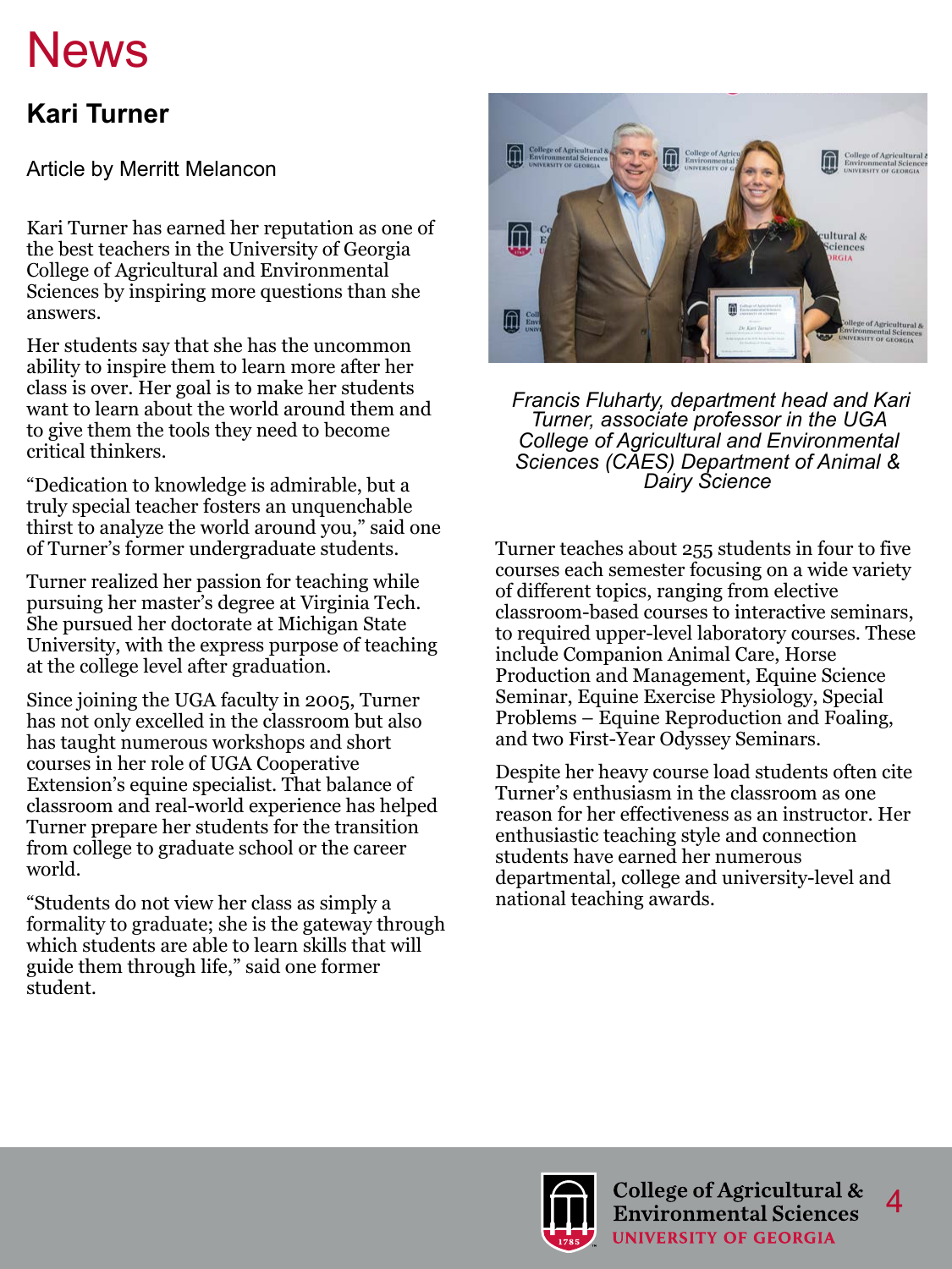# News

## Kari Turner

Article by Merritt Melancon

Kari Turner has earned her reputation as one of the best teachers in the University of Georgia College of Agricultural and Environmental Sciences by inspiring more questions than she answers.

Her students say that she has the uncommon ability to inspire them to learn more after her class is over. Her goal is to make her students want to learn about the world around them and to give them the tools they need to become critical thinkers.

"Dedication to knowledge is admirable, but a truly special teacher fosters an unquenchable thirst to analyze the world around you," said one of Turner's former undergraduate students.

Turner realized her passion for teaching while pursuing her master's degree at Virginia Tech. She pursued her doctorate at Michigan State University, with the express purpose of teaching at the college level after graduation.

Since joining the UGA faculty in 2005, Turner has not only excelled in the classroom but also has taught numerous workshops and short courses in her role of UGA Cooperative Extension's equine specialist. That balance of classroom and real-world experience has helped Turner prepare her students for the transition from college to graduate school or the career world.

"Students do not view her class as simply a formality to graduate; she is the gateway through which students are able to learn skills that will guide them through life," said one former student.

*Francis Fluharty, department head and Kari Turner, associate professor in the UGA College of Agricultural and Environmental Sciences (CAES) Department of Animal & Dairy Science*

Turner teaches about 255 students in four to five courses each semester focusing on a wide variety of different topics, ranging from elective classroom-based courses to interactive seminars, to required upper-level laboratory courses. These include Companion Animal Care, Horse Production and Management, Equine Science Seminar, Equine Exercise Physiology, Special Problems – Equine Reproduction and Foaling, and two First-Year Odyssey Seminars.

Despite her heavy course load students often cite Turner's enthusiasm in the classroom as one reason for her effectiveness as an instructor. Her enthusiastic teaching style and connection students have earned her numerous departmental, college and university-level and national teaching awards.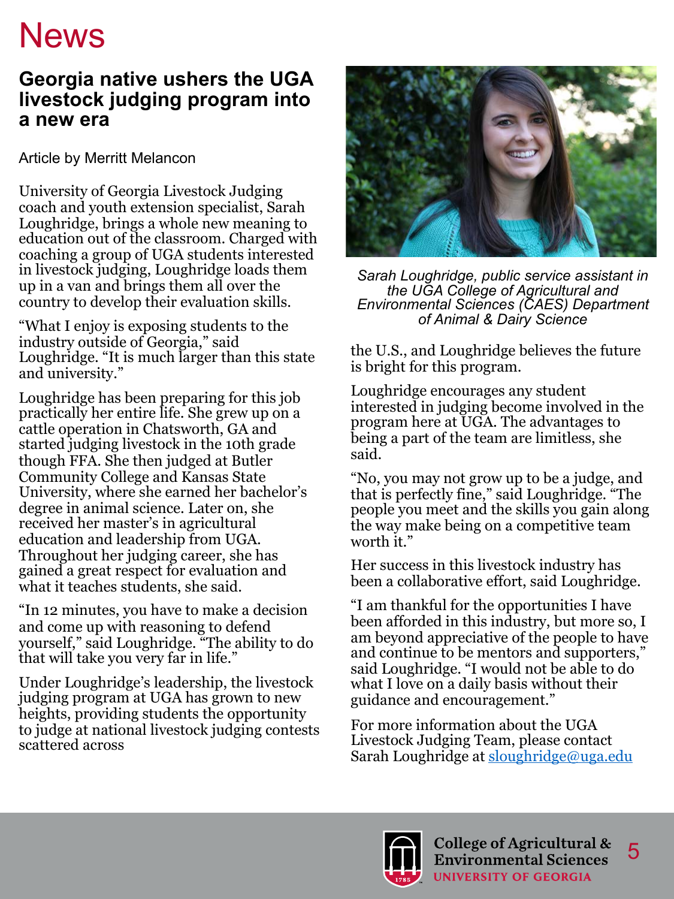# News

## Georgia native ushers the UGA livestock judging program into a new era

Article by Merritt Melancon

University of Georgia Livestock Judging coach and youth extension specialist, Sarah Loughridge, brings a whole new meaning to education out of the classroom. Charged with coaching a group of UGA students interested in livestock judging, Loughridge loads them up in a van and brings them all over the country to develop their evaluation skills.

"What I enjoy is exposing students to the industry outside of Georgia," said Loughridge. "It is much larger than this state and university."

Loughridge has been preparing for this job practically her entire life. She grew up on a cattle operation in Chatsworth, GA and started judging livestock in the 10th grade though FFA. She then judged at Butler Community College and Kansas State University, where she earned her bachelor's degree in animal science. Later on, she received her master's in agricultural education and leadership from UGA. Throughout her judging career, she has gained a great respect for evaluation and what it teaches students, she said.

"In 12 minutes, you have to make a decision and come up with reasoning to defend yourself," said Loughridge. "The ability to do that will take you very far in life."

Under Loughridge's leadership, the livestock judging program at UGA has grown to new heights, providing students the opportunity to judge at national livestock judging contests scattered across the U.S., and Loughridge believes the future is bright for this program.

*Sarah Loughridge, public service assistant in the UGA College of Agricultural and Environmental Sciences (CAES) Department of Animal & Dairy Science*

Loughridge encourages any student interested in judging become involved in the program here at UGA. The advantages to being a part of the team are limitless, she said.

"No, you may not grow up to be a judge, and that is perfectly fine," said Loughridge. "The people you meet and the skills you gain along the way make being on a competitive team worth it."

Her success in this livestock industry has been a collaborative effort, said Loughridge.

"I am thankful for the opportunities I have been afforded in this industry, but more so, I am beyond appreciative of the people to have and continue to be mentors and supporters," said Loughridge. "I would not be able to do what I love on a daily basis without their guidance and encouragement."

For more information about the UGA Livestock Judging Team, please contact Sarah Loughridge at sloughridge@uga.edu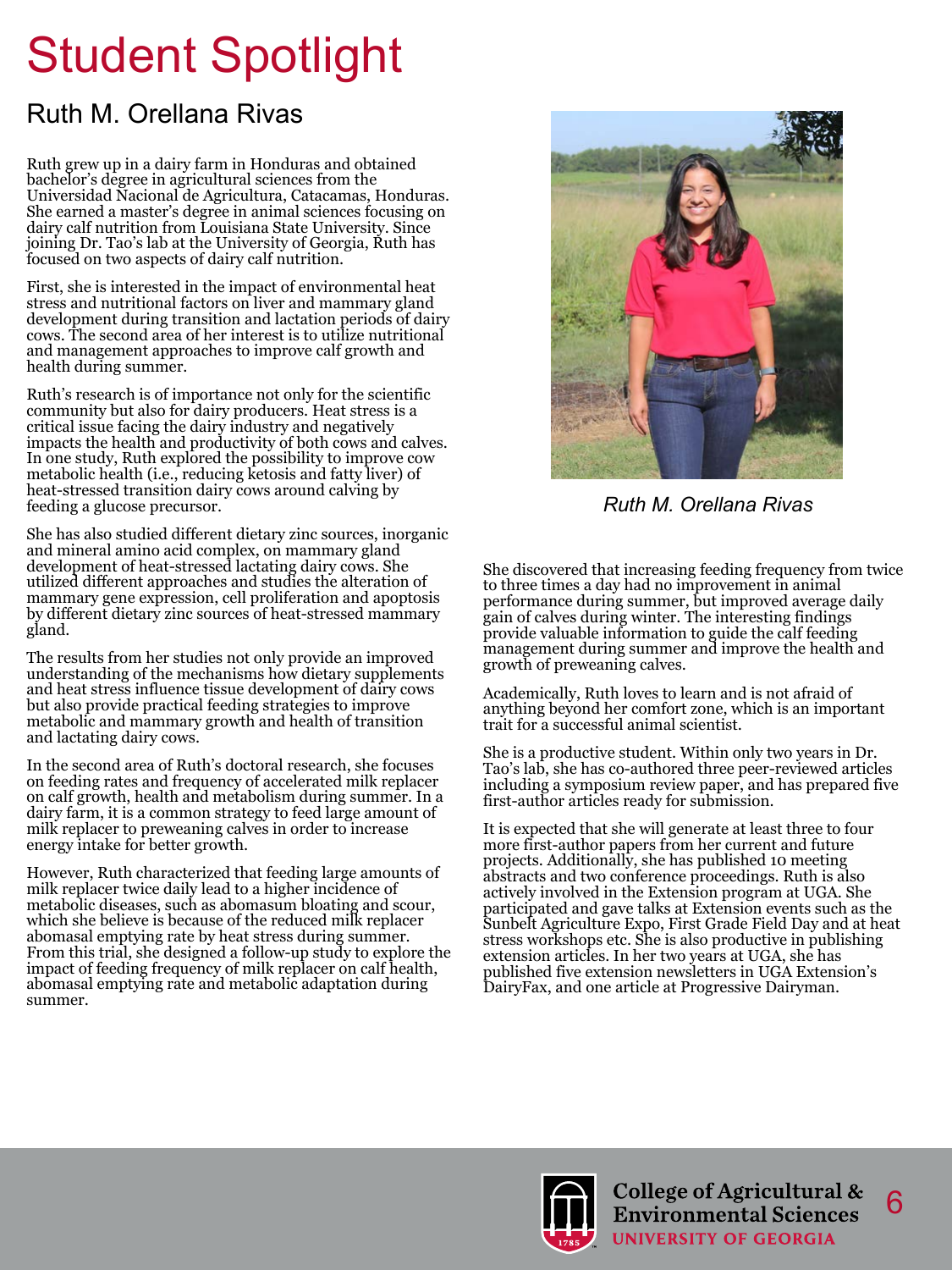# Student Spotlight

## Ruth M. Orellana Rivas

Ruth grew up in a dairy farm in Honduras and obtained bachelor's degree in agricultural sciences from the Universidad Nacional de Agricultura, Catacamas, Honduras. She earned a master's degree in animal sciences focusing on dairy calf nutrition from Louisiana State University. Since joining Dr. Tao's lab at the University of Georgia, Ruth has focused on two aspects of dairy calf nutrition.

First, she is interested in the impact of environmental heat stress and nutritional factors on liver and mammary gland development during transition and lactation periods of dairy cows. The second area of her interest is to utilize nutritional and management approaches to improve calf growth and health during summer.

Ruth's research is of importance not only for the scientific community but also for dairy producers. Heat stress is a critical issue facing the dairy industry and negatively impacts the health and productivity of both cows and calves. In one study, Ruth explored the possibility to improve cow metabolic health (i.e., reducing ketosis and fatty liver) of heat-stressed transition dairy cows around calving by feeding a glucose precursor.

She has also studied different dietary zinc sources, inorganic and mineral amino acid complex, on mammary gland development of heat-stressed lactating dairy cows. She utilized different approaches and studies the alteration of mammary gene expression, cell proliferation and apoptosis by different dietary zinc sources of heat-stressed mammary gland.

The results from her studies not only provide an improved understanding of the mechanisms how dietary supplements and heat stress influence tissue development of dairy cows but also provide practical feeding strategies to improve metabolic and mammary growth and health of transition and lactating dairy cows.

In the second area of Ruth's doctoral research, she focuses on feeding rates and frequency of accelerated milk replacer on calf growth, health and metabolism during summer. In a dairy farm, it is a common strategy to feed large amount of milk replacer to preweaning calves in order to increase energy intake for better growth.

However, Ruth characterized that feeding large amounts of milk replacer twice daily lead to a higher incidence of metabolic diseases, such as abomasum bloating and scour, which she believe is because of the reduced milk replacer abomasal emptying rate by heat stress during summer. From this trial, she designed a follow-up study to explore the impact of feeding frequency of milk replacer on calf health, abomasal emptying rate and metabolic adaptation during summer.

*Ruth M. Orellana Rivas*

She discovered that increasing feeding frequency from twice to three times a day had no improvement in animal performance during summer, but improved average daily gain of calves during winter. The interesting findings provide valuable information to guide the calf feeding management during summer and improve the health and growth of preweaning calves.

Academically, Ruth loves to learn and is not afraid of anything beyond her comfort zone, which is an important trait for a successful animal scientist.

She is a productive student. Within only two years in Dr. Tao's lab, she has co-authored three peer-reviewed articles including a symposium review paper, and has prepared five first-author articles ready for submission.

It is expected that she will generate at least three to four more first-author papers from her current and future projects. Additionally, she has published 10 meeting abstracts and two conference proceedings. Ruth is also actively involved in the Extension program at UGA. She participated and gave talks at Extension events such as the Sunbelt Agriculture Expo, First Grade Field Day and at heat stress workshops etc. She is also productive in publishing extension articles. In her two years at UGA, she has published five extension newsletters in UGA Extension's DairyFax, and one article at Progressive Dairyman.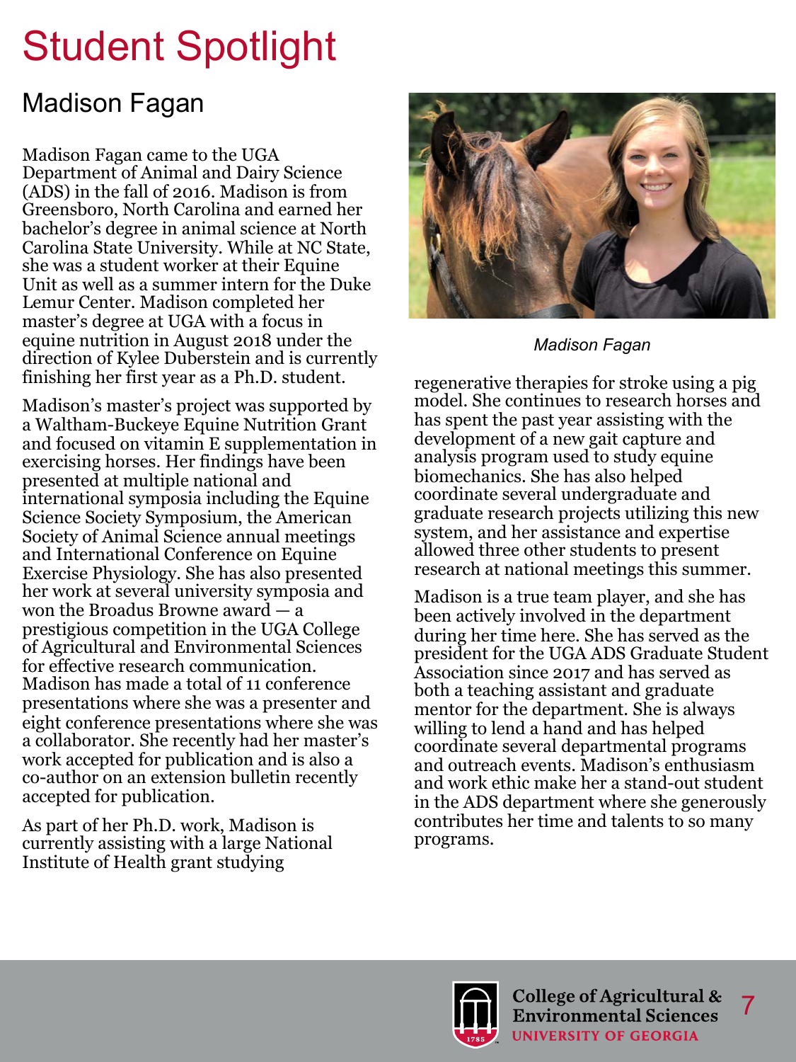# Student Spotlight

## Madison Fagan

Madison Fagan came to the UGA Department of Animal and Dairy Science (ADS) in the fall of 2016. Madison is from Greensboro, North Carolina and earned her bachelor's degree in animal science at North Carolina State University. While at NC State, she was a student worker at their Equine Unit as well as a summer intern for the Duke Lemur Center. Madison completed her master's degree at UGA with a focus in equine nutrition in August 2018 under the direction of Kylee Duberstein and is currently finishing her first year as a Ph.D. student.

Madison's master's project was supported by a Waltham-Buckeye Equine Nutrition Grant and focused on vitamin E supplementation in exercising horses. Her findings have been presented at multiple national and international symposia including the Equine Science Society Symposium, the American Society of Animal Science annual meetings and International Conference on Equine Exercise Physiology. She has also presented her work at several university symposia and won the Broadus Browne award — a prestigious competition in the UGA College of Agricultural and Environmental Sciences for effective research communication. Madison has made a total of 11 conference presentations where she was a presenter and eight conference presentations where she was a collaborator. She recently had her master's work accepted for publication and is also a co-author on an extension bulletin recently accepted for publication.

As part of her Ph.D. work, Madison is currently assisting with a large National Institute of Health grant studying regenerative therapies for stroke using a pig model. She continues to research horses and has spent the past year assisting with the development of a new gait capture and analysis program used to study equine biomechanics. She has also helped coordinate several undergraduate and graduate research projects utilizing this new system, and her assistance and expertise allowed three other students to present research at national meetings this summer.

*Madison Fagan*

Madison is a true team player, and she has been actively involved in the department during her time here. She has served as the president for the UGA ADS Graduate Student Association since 2017 and has served as both a teaching assistant and graduate mentor for the department. She is always willing to lend a hand and has helped coordinate several departmental programs and outreach events. Madison's enthusiasm and work ethic make her a stand-out student in the ADS department where she generously contributes her time and talents to so many programs.